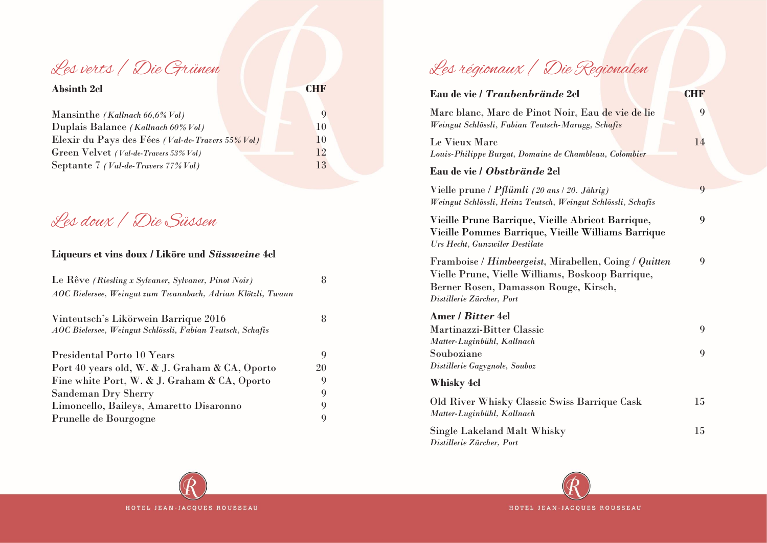## *Les verts / Die Grünen*

| **Absinth 2cl** | **CHF** |
|---|---|
| Mansinthe *(Kallnach 66,6% Vol)* | 9 |
| Duplais Balance *(Kallnach 60% Vol)* | 10 |
| Elexir du Pays des Fées *(Val-de-Travers 55% Vol)* | 10 |
| Green Velvet *(Val-de-Travers 53% Vol)* | 12 |
| Septante 7 *(Val-de-Travers 77% Vol)* | 13 |

## *Les doux / Die Süssen*

**Liqueurs et vins doux / Liköre und *Süssweine* 4cl**

| | |
|---|---|
| Le Rêve *(Riesling x Sylvaner, Sylvaner, Pinot Noir)*<br>*AOC Bielersee, Weingut zum Twannbach, Adrian Klötzli, Twann* | 8 |
| Vinteutsch's Likörwein Barrique 2016<br>*AOC Bielersee, Weingut Schlössli, Fabian Teutsch, Schafis* | 8 |
| Presidental Porto 10 Years | 9 |
| Port 40 years old, W. & J. Graham & CA, Oporto | 20 |
| Fine white Port, W. & J. Graham & CA, Oporto | 9 |
| Sandeman Dry Sherry | 9 |
| Limoncello, Baileys, Amaretto Disaronno | 9 |
| Prunelle de Bourgogne | 9 |

## *Les régionaux / Die Regionalen*

| **Eau de vie / *Traubenbrände* 2cl** | **CHF** |
|---|---|
| Marc blanc, Marc de Pinot Noir, Eau de vie de lie<br>*Weingut Schlössli, Fabian Teutsch-Marugg, Schafis* | 9 |
| Le Vieux Marc<br>*Louis-Philippe Burgat, Domaine de Chambleau, Colombier* | 14 |
| **Eau de vie / *Obstbrände* 2cl** | |
| Vielle prune / *Pflümli (20 ans / 20. Jährig)*<br>*Weingut Schlössli, Heinz Teutsch, Weingut Schlössli, Schafis* | 9 |
| Vieille Prune Barrique, Vieille Abricot Barrique, Vieille Pommes Barrique, Vieille Williams Barrique<br>*Urs Hecht, Gunzwiler Destilate* | 9 |
| Framboise / *Himbeergeist*, Mirabellen, Coing / *Quitten* Vielle Prune, Vielle Williams, Boskoop Barrique, Berner Rosen, Damasson Rouge, Kirsch,<br>*Distillerie Zürcher, Port* | 9 |
| **Amer / *Bitter* 4cl** | |
| Martinazzi-Bitter Classic<br>*Matter-Luginbühl, Kallnach* | 9 |
| Souboziane<br>*Distillerie Gagygnole, Souboz* | 9 |
| **Whisky 4cl** | |
| Old River Whisky Classic Swiss Barrique Cask<br>*Matter-Luginbühl, Kallnach* | 15 |
| Single Lakeland Malt Whisky<br>*Distillerie Zürcher, Port* | 15 |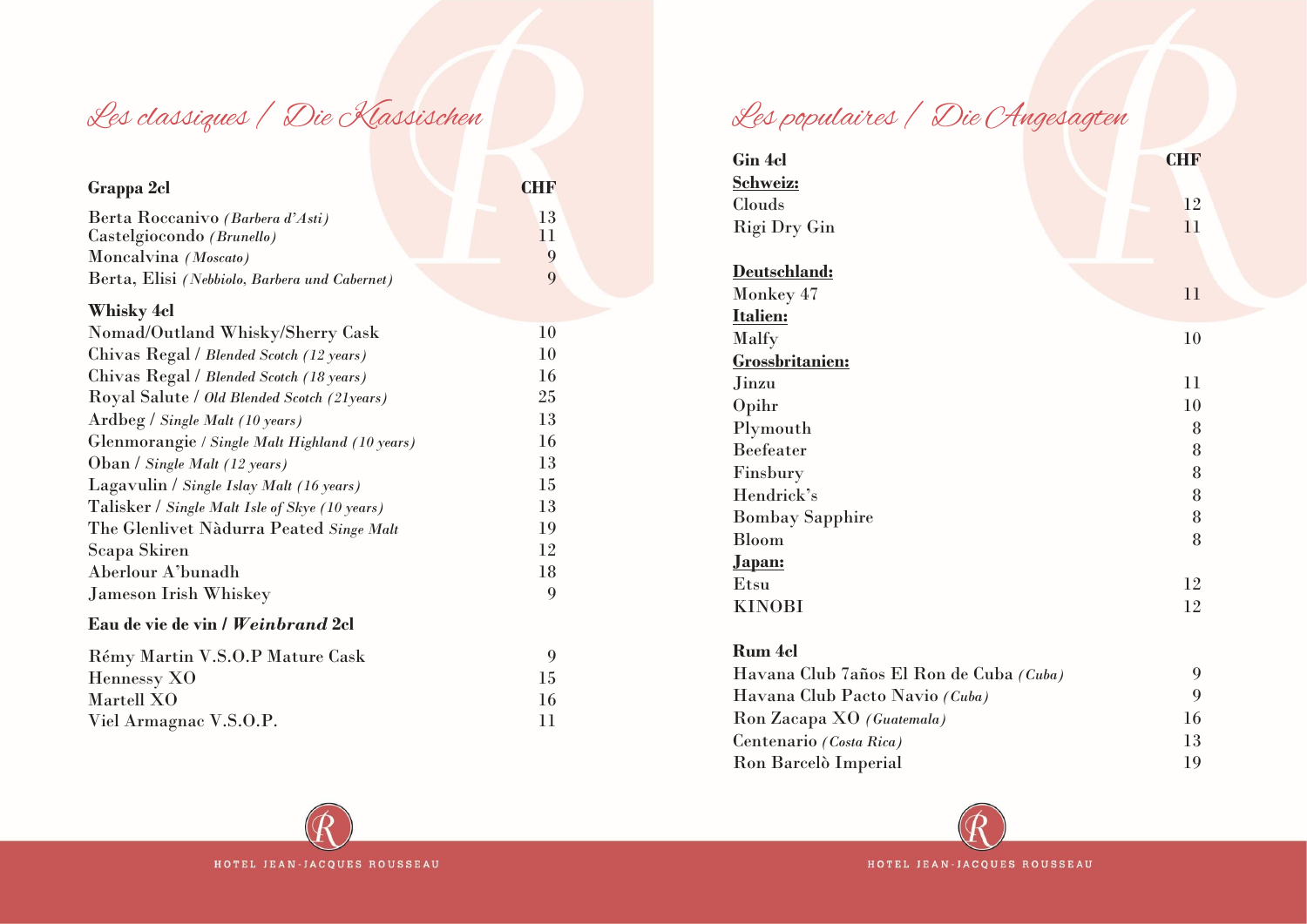## *Les classiques / Die Klassischen*

| Grappa 2cl | CHF |
| --- | --- |
| Berta Roccanivo *(Barbera d'Asti)* | 13 |
| Castelgiocondo *(Brunello)* | 11 |
| Moncalvina *(Moscato)* | 9 |
| Berta, Elisi *(Nebbiolo, Barbera und Cabernet)* | 9 |

| Whisky 4cl | |
| --- | --- |
| Nomad/Outland Whisky/Sherry Cask | 10 |
| Chivas Regal / *Blended Scotch (12 years)* | 10 |
| Chivas Regal / *Blended Scotch (18 years)* | 16 |
| Royal Salute / *Old Blended Scotch (21years)* | 25 |
| Ardbeg / *Single Malt (10 years)* | 13 |
| Glenmorangie / *Single Malt Highland (10 years)* | 16 |
| Oban / *Single Malt (12 years)* | 13 |
| Lagavulin / *Single Islay Malt (16 years)* | 15 |
| Talisker / *Single Malt Isle of Skye (10 years)* | 13 |
| The Glenlivet Nàdurra Peated *Singe Malt* | 19 |
| Scapa Skiren | 12 |
| Aberlour A'bunadh | 18 |
| Jameson Irish Whiskey | 9 |

| Eau de vie de vin / *Weinbrand* 2cl | |
| --- | --- |
| Rémy Martin V.S.O.P Mature Cask | 9 |
| Hennessy XO | 15 |
| Martell XO | 16 |
| Viel Armagnac V.S.O.P. | 11 |

## *Les populaires / Die Angesagten*

| Gin 4cl | CHF |
| --- | --- |
| **Schweiz:** | |
| Clouds | 12 |
| Rigi Dry Gin | 11 |
| **Deutschland:** | |
| Monkey 47 | 11 |
| **Italien:** | |
| Malfy | 10 |
| **Grossbritanien:** | |
| Jinzu | 11 |
| Opihr | 10 |
| Plymouth | 8 |
| Beefeater | 8 |
| Finsbury | 8 |
| Hendrick's | 8 |
| Bombay Sapphire | 8 |
| Bloom | 8 |
| **Japan:** | |
| Etsu | 12 |
| KINOBI | 12 |

| Rum 4cl | |
| --- | --- |
| Havana Club 7años El Ron de Cuba *(Cuba)* | 9 |
| Havana Club Pacto Navio *(Cuba)* | 9 |
| Ron Zacapa XO *(Guatemala)* | 16 |
| Centenario *(Costa Rica)* | 13 |
| Ron Barcelò Imperial | 19 |